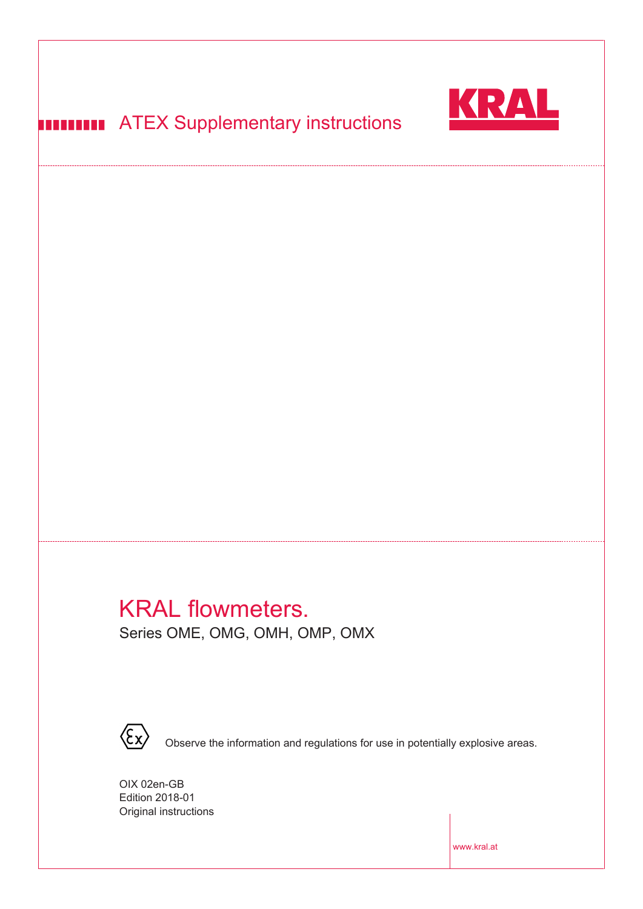ATEX Supplementary instructions

KRAL

# KRAL flowmeters.

Series OME, OMG, OMH, OMP, OMX

Observe the information and regulations for use in potentially explosive areas.

OIX 02en-GB
Edition 2018-01
Original instructions

www.kral.at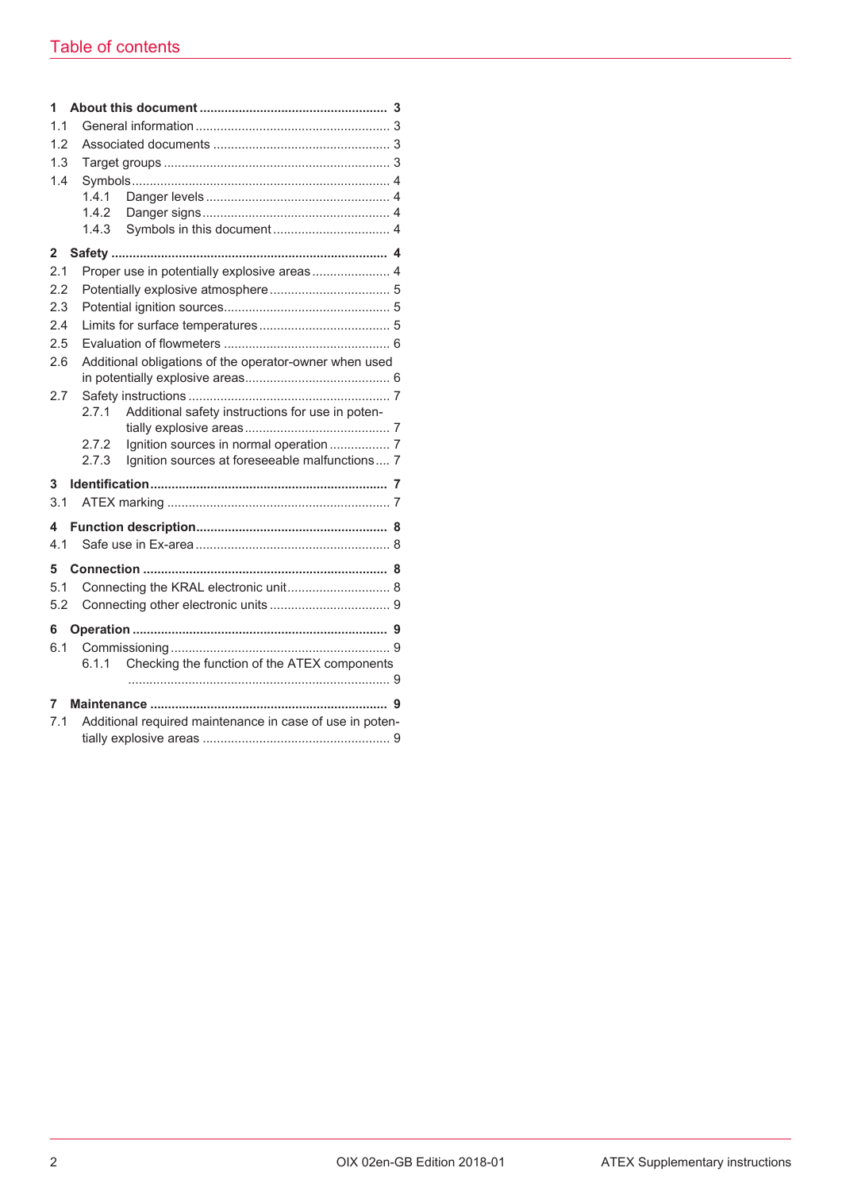# Table of contents

**1 About this document ........ 3**
- 1.1 General information ........ 3
- 1.2 Associated documents ........ 3
- 1.3 Target groups ........ 3
- 1.4 Symbols ........ 4
  - 1.4.1 Danger levels ........ 4
  - 1.4.2 Danger signs ........ 4
  - 1.4.3 Symbols in this document ........ 4

**2 Safety ........ 4**
- 2.1 Proper use in potentially explosive areas ........ 4
- 2.2 Potentially explosive atmosphere ........ 5
- 2.3 Potential ignition sources ........ 5
- 2.4 Limits for surface temperatures ........ 5
- 2.5 Evaluation of flowmeters ........ 6
- 2.6 Additional obligations of the operator-owner when used in potentially explosive areas ........ 6
- 2.7 Safety instructions ........ 7
  - 2.7.1 Additional safety instructions for use in potentially explosive areas ........ 7
  - 2.7.2 Ignition sources in normal operation ........ 7
  - 2.7.3 Ignition sources at foreseeable malfunctions ........ 7

**3 Identification ........ 7**
- 3.1 ATEX marking ........ 7

**4 Function description ........ 8**
- 4.1 Safe use in Ex-area ........ 8

**5 Connection ........ 8**
- 5.1 Connecting the KRAL electronic unit ........ 8
- 5.2 Connecting other electronic units ........ 9

**6 Operation ........ 9**
- 6.1 Commissioning ........ 9
  - 6.1.1 Checking the function of the ATEX components ........ 9

**7 Maintenance ........ 9**
- 7.1 Additional required maintenance in case of use in potentially explosive areas ........ 9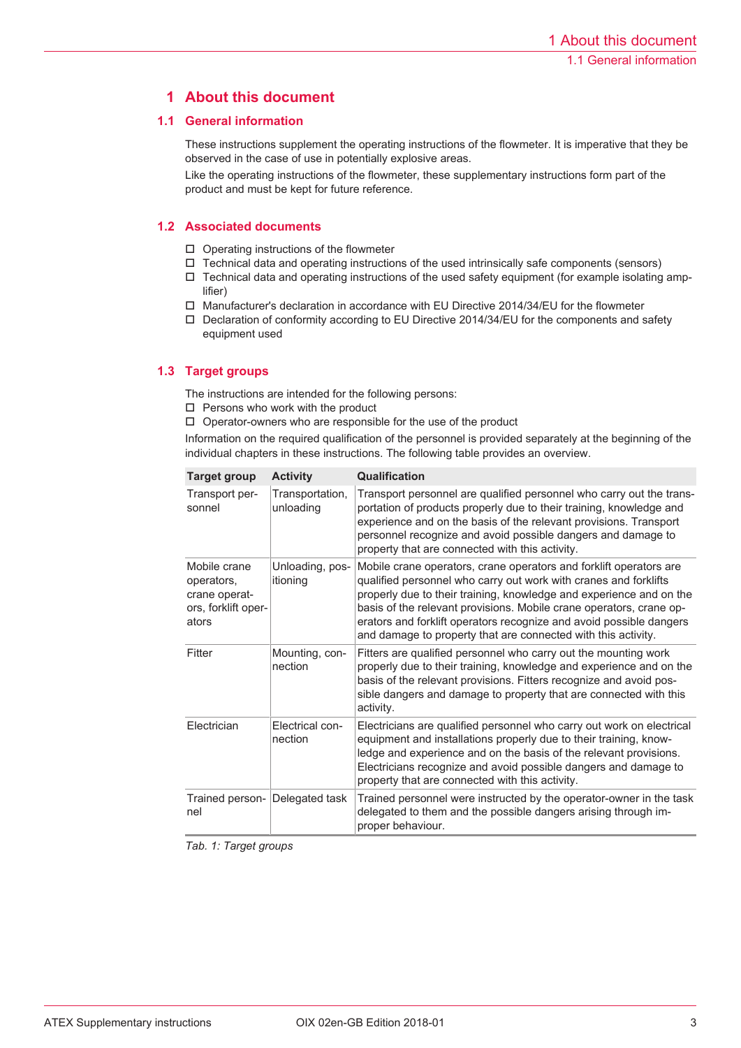# 1 About this document

## 1.1 General information

These instructions supplement the operating instructions of the flowmeter. It is imperative that they be observed in the case of use in potentially explosive areas.

Like the operating instructions of the flowmeter, these supplementary instructions form part of the product and must be kept for future reference.

## 1.2 Associated documents

- Operating instructions of the flowmeter
- Technical data and operating instructions of the used intrinsically safe components (sensors)
- Technical data and operating instructions of the used safety equipment (for example isolating amplifier)
- Manufacturer's declaration in accordance with EU Directive 2014/34/EU for the flowmeter
- Declaration of conformity according to EU Directive 2014/34/EU for the components and safety equipment used

## 1.3 Target groups

The instructions are intended for the following persons:

- Persons who work with the product
- Operator-owners who are responsible for the use of the product

Information on the required qualification of the personnel is provided separately at the beginning of the individual chapters in these instructions. The following table provides an overview.

| Target group | Activity | Qualification |
|---|---|---|
| Transport personnel | Transportation, unloading | Transport personnel are qualified personnel who carry out the transportation of products properly due to their training, knowledge and experience and on the basis of the relevant provisions. Transport personnel recognize and avoid possible dangers and damage to property that are connected with this activity. |
| Mobile crane operators, crane operators, forklift operators | Unloading, positioning | Mobile crane operators, crane operators and forklift operators are qualified personnel who carry out work with cranes and forklifts properly due to their training, knowledge and experience and on the basis of the relevant provisions. Mobile crane operators, crane operators and forklift operators recognize and avoid possible dangers and damage to property that are connected with this activity. |
| Fitter | Mounting, connection | Fitters are qualified personnel who carry out the mounting work properly due to their training, knowledge and experience and on the basis of the relevant provisions. Fitters recognize and avoid possible dangers and damage to property that are connected with this activity. |
| Electrician | Electrical connection | Electricians are qualified personnel who carry out work on electrical equipment and installations properly due to their training, knowledge and experience and on the basis of the relevant provisions. Electricians recognize and avoid possible dangers and damage to property that are connected with this activity. |
| Trained personnel | Delegated task | Trained personnel were instructed by the operator-owner in the task delegated to them and the possible dangers arising through improper behaviour. |

*Tab. 1: Target groups*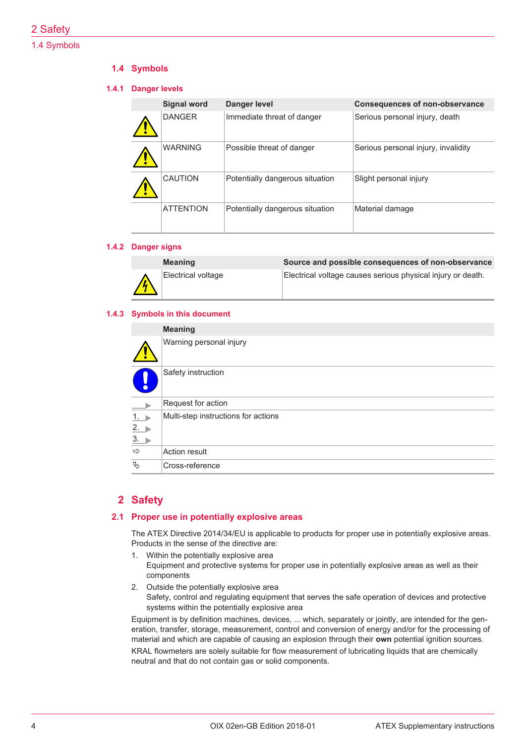## 1.4 Symbols

### 1.4.1 Danger levels

| | Signal word | Danger level | Consequences of non-observance |
|---|---|---|---|
| ⚠ | DANGER | Immediate threat of danger | Serious personal injury, death |
| ⚠ | WARNING | Possible threat of danger | Serious personal injury, invalidity |
| ⚠ | CAUTION | Potentially dangerous situation | Slight personal injury |
| | ATTENTION | Potentially dangerous situation | Material damage |

### 1.4.2 Danger signs

| | Meaning | Source and possible consequences of non-observance |
|---|---|---|
| ⚠ | Electrical voltage | Electrical voltage causes serious physical injury or death. |

### 1.4.3 Symbols in this document

| | Meaning |
|---|---|
| ⚠ | Warning personal injury |
| ❗ | Safety instruction |
| ▶ | Request for action |
| 1. ▶ 2. ▶ 3. ▶ | Multi-step instructions for actions |
| ⇨ | Action result |
| ↳ | Cross-reference |

# 2 Safety

## 2.1 Proper use in potentially explosive areas

The ATEX Directive 2014/34/EU is applicable to products for proper use in potentially explosive areas. Products in the sense of the directive are:

1. Within the potentially explosive area
   Equipment and protective systems for proper use in potentially explosive areas as well as their components
2. Outside the potentially explosive area
   Safety, control and regulating equipment that serves the safe operation of devices and protective systems within the potentially explosive area

Equipment is by definition machines, devices, ... which, separately or jointly, are intended for the generation, transfer, storage, measurement, control and conversion of energy and/or for the processing of material and which are capable of causing an explosion through their **own** potential ignition sources.

KRAL flowmeters are solely suitable for flow measurement of lubricating liquids that are chemically neutral and that do not contain gas or solid components.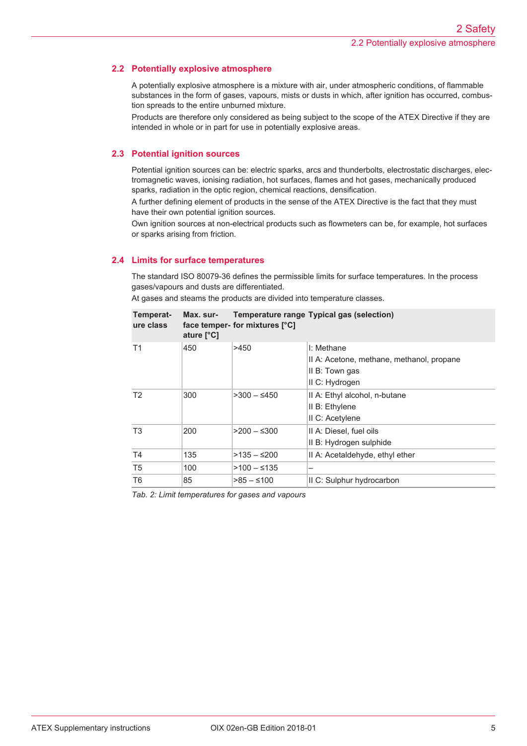## 2.2 Potentially explosive atmosphere

A potentially explosive atmosphere is a mixture with air, under atmospheric conditions, of flammable substances in the form of gases, vapours, mists or dusts in which, after ignition has occurred, combustion spreads to the entire unburned mixture.

Products are therefore only considered as being subject to the scope of the ATEX Directive if they are intended in whole or in part for use in potentially explosive areas.

## 2.3 Potential ignition sources

Potential ignition sources can be: electric sparks, arcs and thunderbolts, electrostatic discharges, electromagnetic waves, ionising radiation, hot surfaces, flames and hot gases, mechanically produced sparks, radiation in the optic region, chemical reactions, densification.

A further defining element of products in the sense of the ATEX Directive is the fact that they must have their own potential ignition sources.

Own ignition sources at non-electrical products such as flowmeters can be, for example, hot surfaces or sparks arising from friction.

## 2.4 Limits for surface temperatures

The standard ISO 80079-36 defines the permissible limits for surface temperatures. In the process gases/vapours and dusts are differentiated.

At gases and steams the products are divided into temperature classes.

| Temperature class | Max. surface temperature [°C] | Temperature range for mixtures [°C] | Typical gas (selection) |
|---|---|---|---|
| T1 | 450 | >450 | I: Methane<br>II A: Acetone, methane, methanol, propane<br>II B: Town gas<br>II C: Hydrogen |
| T2 | 300 | >300 – ≤450 | II A: Ethyl alcohol, n-butane<br>II B: Ethylene<br>II C: Acetylene |
| T3 | 200 | >200 – ≤300 | II A: Diesel, fuel oils<br>II B: Hydrogen sulphide |
| T4 | 135 | >135 – ≤200 | II A: Acetaldehyde, ethyl ether |
| T5 | 100 | >100 – ≤135 | – |
| T6 | 85 | >85 – ≤100 | II C: Sulphur hydrocarbon |

*Tab. 2: Limit temperatures for gases and vapours*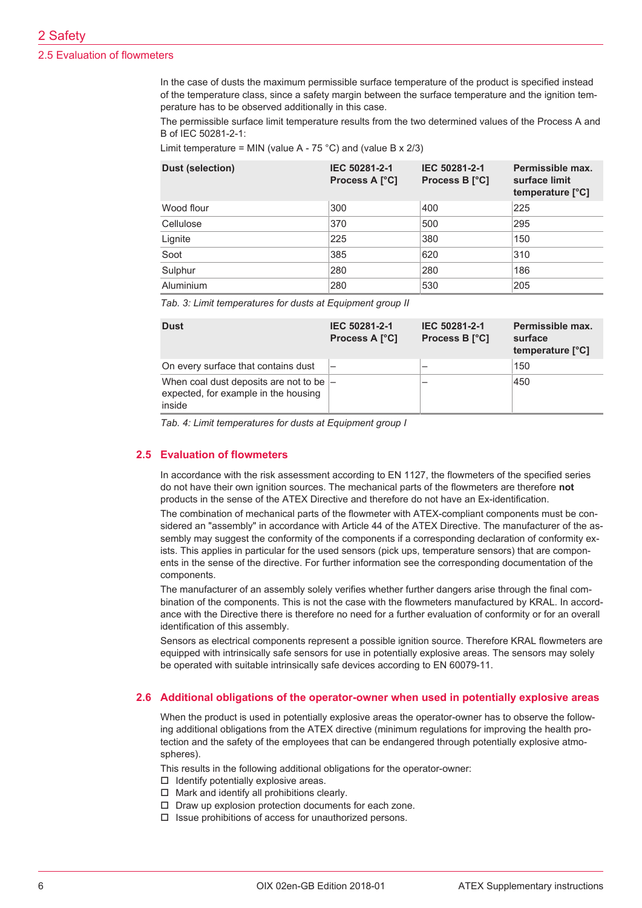In the case of dusts the maximum permissible surface temperature of the product is specified instead of the temperature class, since a safety margin between the surface temperature and the ignition temperature has to be observed additionally in this case.

The permissible surface limit temperature results from the two determined values of the Process A and B of IEC 50281-2-1:

Limit temperature = MIN (value A - 75 °C) and (value B x 2/3)

| Dust (selection) | IEC 50281-2-1 Process A [°C] | IEC 50281-2-1 Process B [°C] | Permissible max. surface limit temperature [°C] |
|---|---|---|---|
| Wood flour | 300 | 400 | 225 |
| Cellulose | 370 | 500 | 295 |
| Lignite | 225 | 380 | 150 |
| Soot | 385 | 620 | 310 |
| Sulphur | 280 | 280 | 186 |
| Aluminium | 280 | 530 | 205 |

*Tab. 3: Limit temperatures for dusts at Equipment group II*

| Dust | IEC 50281-2-1 Process A [°C] | IEC 50281-2-1 Process B [°C] | Permissible max. surface temperature [°C] |
|---|---|---|---|
| On every surface that contains dust | – | – | 150 |
| When coal dust deposits are not to be expected, for example in the housing inside | – | – | 450 |

*Tab. 4: Limit temperatures for dusts at Equipment group I*

## 2.5 Evaluation of flowmeters

In accordance with the risk assessment according to EN 1127, the flowmeters of the specified series do not have their own ignition sources. The mechanical parts of the flowmeters are therefore **not** products in the sense of the ATEX Directive and therefore do not have an Ex-identification.

The combination of mechanical parts of the flowmeter with ATEX-compliant components must be considered an "assembly" in accordance with Article 44 of the ATEX Directive. The manufacturer of the assembly may suggest the conformity of the components if a corresponding declaration of conformity exists. This applies in particular for the used sensors (pick ups, temperature sensors) that are components in the sense of the directive. For further information see the corresponding documentation of the components.

The manufacturer of an assembly solely verifies whether further dangers arise through the final combination of the components. This is not the case with the flowmeters manufactured by KRAL. In accordance with the Directive there is therefore no need for a further evaluation of conformity or for an overall identification of this assembly.

Sensors as electrical components represent a possible ignition source. Therefore KRAL flowmeters are equipped with intrinsically safe sensors for use in potentially explosive areas. The sensors may solely be operated with suitable intrinsically safe devices according to EN 60079-11.

## 2.6 Additional obligations of the operator-owner when used in potentially explosive areas

When the product is used in potentially explosive areas the operator-owner has to observe the following additional obligations from the ATEX directive (minimum regulations for improving the health protection and the safety of the employees that can be endangered through potentially explosive atmospheres).

This results in the following additional obligations for the operator-owner:

- Identify potentially explosive areas.
- Mark and identify all prohibitions clearly.
- Draw up explosion protection documents for each zone.
- Issue prohibitions of access for unauthorized persons.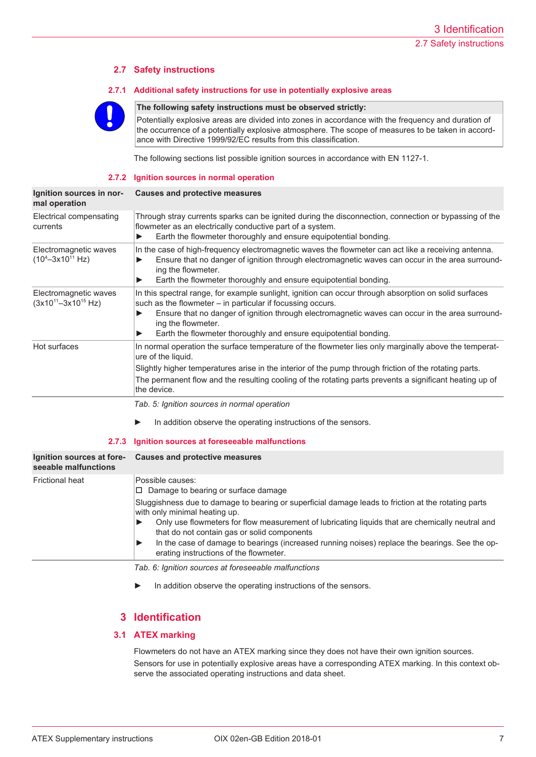## 2.7 Safety instructions

### 2.7.1 Additional safety instructions for use in potentially explosive areas

| The following safety instructions must be observed strictly: |
| --- |
| Potentially explosive areas are divided into zones in accordance with the frequency and duration of the occurrence of a potentially explosive atmosphere. The scope of measures to be taken in accordance with Directive 1999/92/EC results from this classification. |

The following sections list possible ignition sources in accordance with EN 1127-1.

### 2.7.2 Ignition sources in normal operation

| Ignition sources in normal operation | Causes and protective measures |
| --- | --- |
| Electrical compensating currents | Through stray currents sparks can be ignited during the disconnection, connection or bypassing of the flowmeter as an electrically conductive part of a system.<br>► Earth the flowmeter thoroughly and ensure equipotential bonding. |
| Electromagnetic waves ($10^4$–$3x10^{11}$ Hz) | In the case of high-frequency electromagnetic waves the flowmeter can act like a receiving antenna.<br>► Ensure that no danger of ignition through electromagnetic waves can occur in the area surrounding the flowmeter.<br>► Earth the flowmeter thoroughly and ensure equipotential bonding. |
| Electromagnetic waves ($3x10^{11}$–$3x10^{15}$ Hz) | In this spectral range, for example sunlight, ignition can occur through absorption on solid surfaces such as the flowmeter – in particular if focussing occurs.<br>► Ensure that no danger of ignition through electromagnetic waves can occur in the area surrounding the flowmeter.<br>► Earth the flowmeter thoroughly and ensure equipotential bonding. |
| Hot surfaces | In normal operation the surface temperature of the flowmeter lies only marginally above the temperature of the liquid.<br>Slightly higher temperatures arise in the interior of the pump through friction of the rotating parts.<br>The permanent flow and the resulting cooling of the rotating parts prevents a significant heating up of the device. |

*Tab. 5: Ignition sources in normal operation*

► In addition observe the operating instructions of the sensors.

### 2.7.3 Ignition sources at foreseeable malfunctions

| Ignition sources at foreseeable malfunctions | Causes and protective measures |
| --- | --- |
| Frictional heat | Possible causes:<br>☐ Damage to bearing or surface damage<br>Sluggishness due to damage to bearing or superficial damage leads to friction at the rotating parts with only minimal heating up.<br>► Only use flowmeters for flow measurement of lubricating liquids that are chemically neutral and that do not contain gas or solid components<br>► In the case of damage to bearings (increased running noises) replace the bearings. See the operating instructions of the flowmeter. |

*Tab. 6: Ignition sources at foreseeable malfunctions*

► In addition observe the operating instructions of the sensors.

# 3 Identification

## 3.1 ATEX marking

Flowmeters do not have an ATEX marking since they does not have their own ignition sources.

Sensors for use in potentially explosive areas have a corresponding ATEX marking. In this context observe the associated operating instructions and data sheet.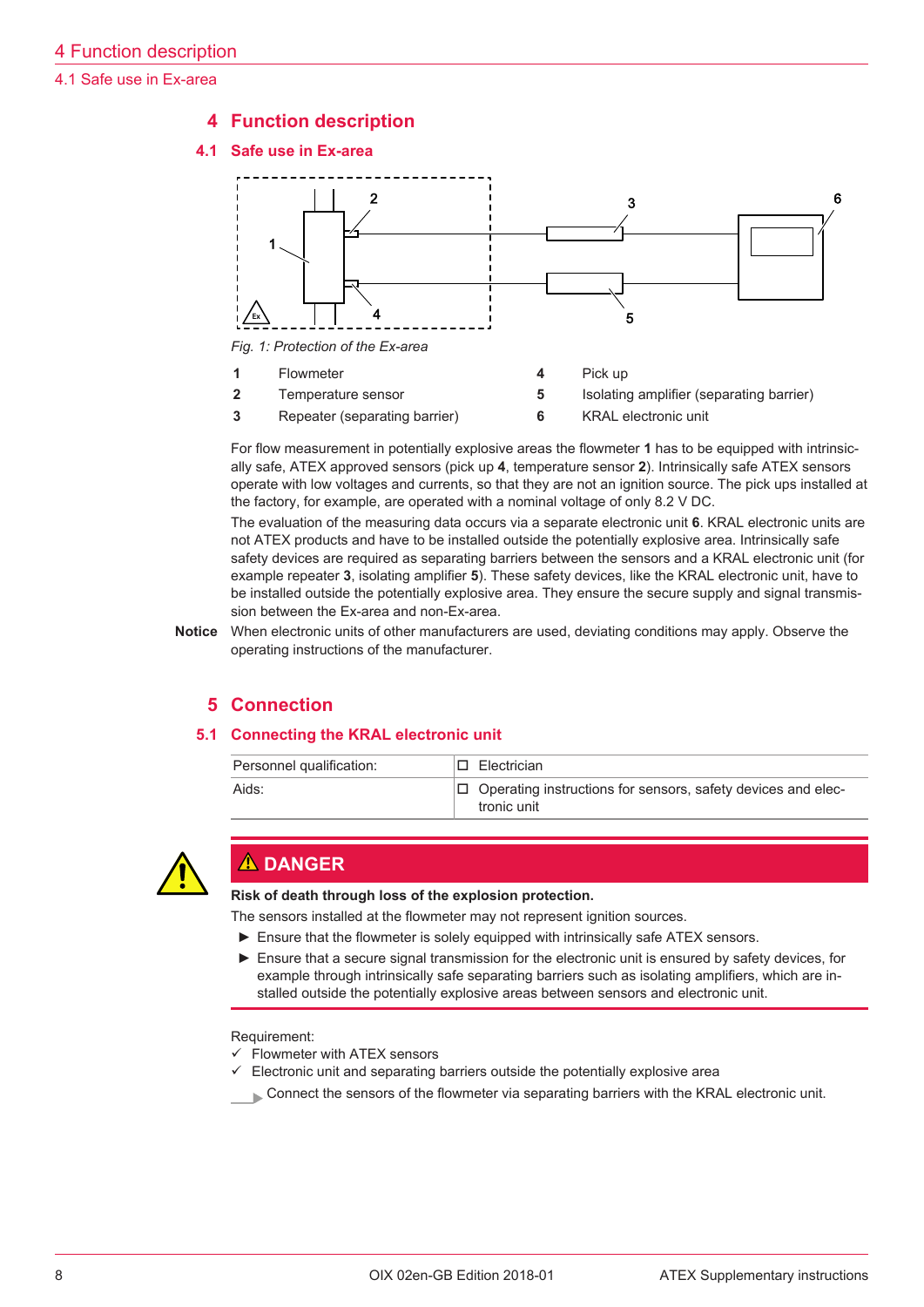# 4 Function description

## 4.1 Safe use in Ex-area

*Fig. 1: Protection of the Ex-area*

| | | | |
|---|---|---|---|
| **1** | Flowmeter | **4** | Pick up |
| **2** | Temperature sensor | **5** | Isolating amplifier (separating barrier) |
| **3** | Repeater (separating barrier) | **6** | KRAL electronic unit |

For flow measurement in potentially explosive areas the flowmeter **1** has to be equipped with intrinsically safe, ATEX approved sensors (pick up **4**, temperature sensor **2**). Intrinsically safe ATEX sensors operate with low voltages and currents, so that they are not an ignition source. The pick ups installed at the factory, for example, are operated with a nominal voltage of only 8.2 V DC.

The evaluation of the measuring data occurs via a separate electronic unit **6**. KRAL electronic units are not ATEX products and have to be installed outside the potentially explosive area. Intrinsically safe safety devices are required as separating barriers between the sensors and a KRAL electronic unit (for example repeater **3**, isolating amplifier **5**). These safety devices, like the KRAL electronic unit, have to be installed outside the potentially explosive area. They ensure the secure supply and signal transmission between the Ex-area and non-Ex-area.

**Notice** When electronic units of other manufacturers are used, deviating conditions may apply. Observe the operating instructions of the manufacturer.

# 5 Connection

## 5.1 Connecting the KRAL electronic unit

| | |
|---|---|
| Personnel qualification: | ☐ Electrician |
| Aids: | ☐ Operating instructions for sensors, safety devices and electronic unit |

**⚠ DANGER**

**Risk of death through loss of the explosion protection.**

The sensors installed at the flowmeter may not represent ignition sources.

- ► Ensure that the flowmeter is solely equipped with intrinsically safe ATEX sensors.
- ► Ensure that a secure signal transmission for the electronic unit is ensured by safety devices, for example through intrinsically safe separating barriers such as isolating amplifiers, which are installed outside the potentially explosive areas between sensors and electronic unit.

Requirement:

- ✓ Flowmeter with ATEX sensors
- ✓ Electronic unit and separating barriers outside the potentially explosive area

► Connect the sensors of the flowmeter via separating barriers with the KRAL electronic unit.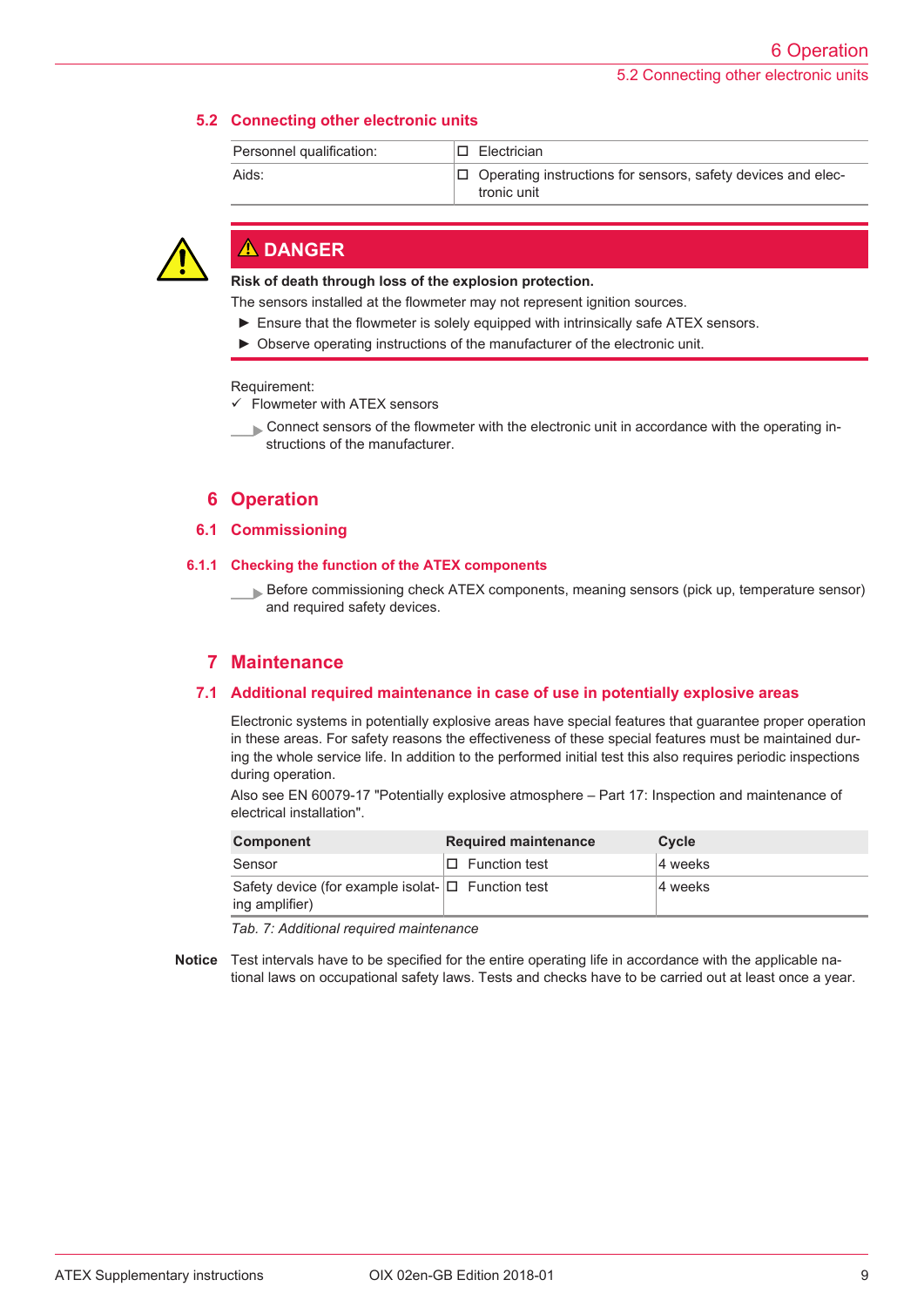## 5.2 Connecting other electronic units

| Personnel qualification: | ☐ Electrician |
|---|---|
| Aids: | ☐ Operating instructions for sensors, safety devices and electronic unit |

**⚠ DANGER**

**Risk of death through loss of the explosion protection.**

The sensors installed at the flowmeter may not represent ignition sources.

- ► Ensure that the flowmeter is solely equipped with intrinsically safe ATEX sensors.
- ► Observe operating instructions of the manufacturer of the electronic unit.

Requirement:

✓ Flowmeter with ATEX sensors

► Connect sensors of the flowmeter with the electronic unit in accordance with the operating instructions of the manufacturer.

# 6 Operation

## 6.1 Commissioning

### 6.1.1 Checking the function of the ATEX components

► Before commissioning check ATEX components, meaning sensors (pick up, temperature sensor) and required safety devices.

# 7 Maintenance

## 7.1 Additional required maintenance in case of use in potentially explosive areas

Electronic systems in potentially explosive areas have special features that guarantee proper operation in these areas. For safety reasons the effectiveness of these special features must be maintained during the whole service life. In addition to the performed initial test this also requires periodic inspections during operation.

Also see EN 60079-17 "Potentially explosive atmosphere – Part 17: Inspection and maintenance of electrical installation".

| Component | Required maintenance | Cycle |
|---|---|---|
| Sensor | ☐ Function test | 4 weeks |
| Safety device (for example isolating amplifier) | ☐ Function test | 4 weeks |

*Tab. 7: Additional required maintenance*

**Notice** Test intervals have to be specified for the entire operating life in accordance with the applicable national laws on occupational safety laws. Tests and checks have to be carried out at least once a year.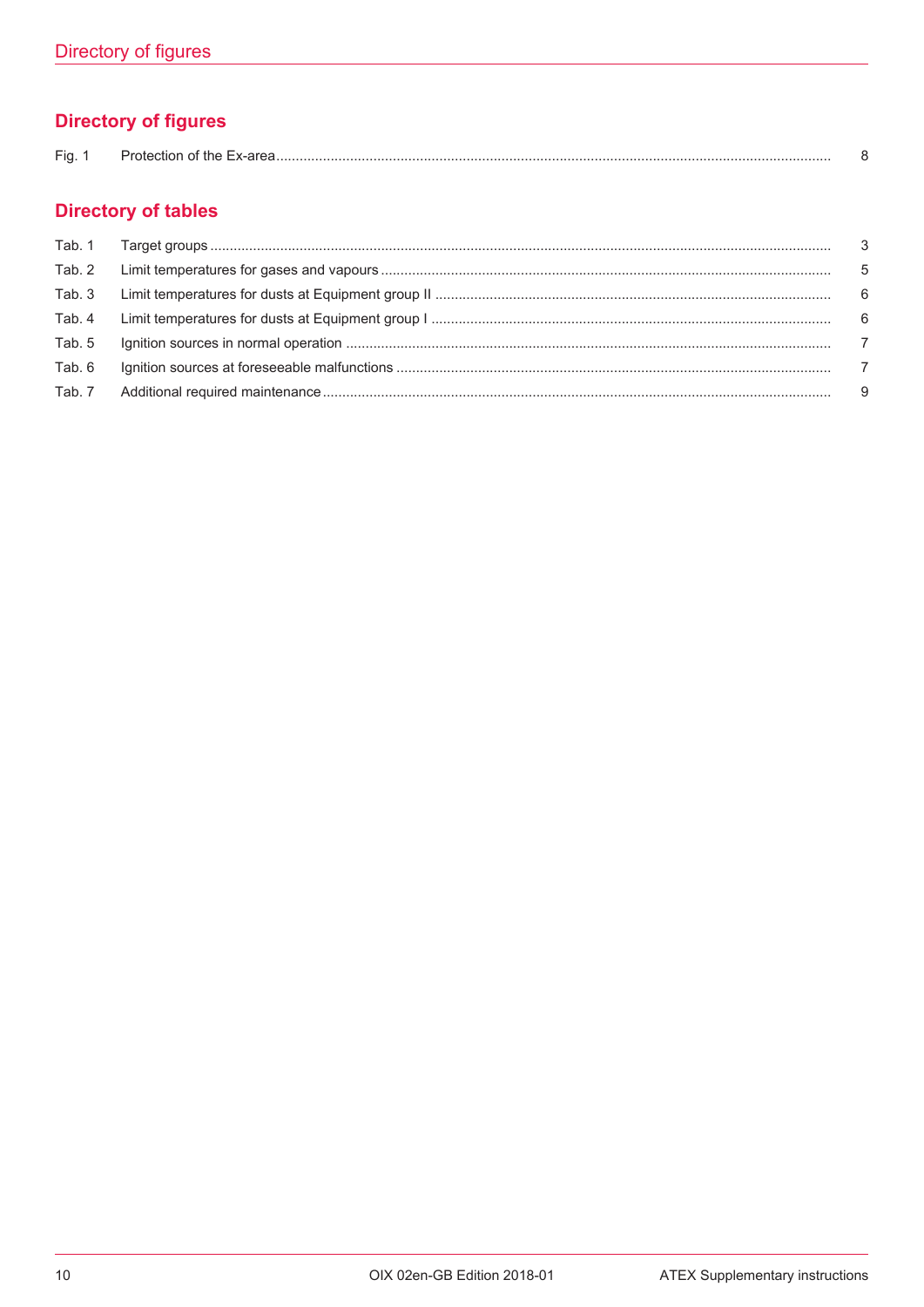## Directory of figures

Fig. 1 Protection of the Ex-area ........................................................................ 8

## Directory of tables

Tab. 1 Target groups ........................................................................ 3

Tab. 2 Limit temperatures for gases and vapours ........................................................................ 5

Tab. 3 Limit temperatures for dusts at Equipment group II ........................................................................ 6

Tab. 4 Limit temperatures for dusts at Equipment group I ........................................................................ 6

Tab. 5 Ignition sources in normal operation ........................................................................ 7

Tab. 6 Ignition sources at foreseeable malfunctions ........................................................................ 7

Tab. 7 Additional required maintenance ........................................................................ 9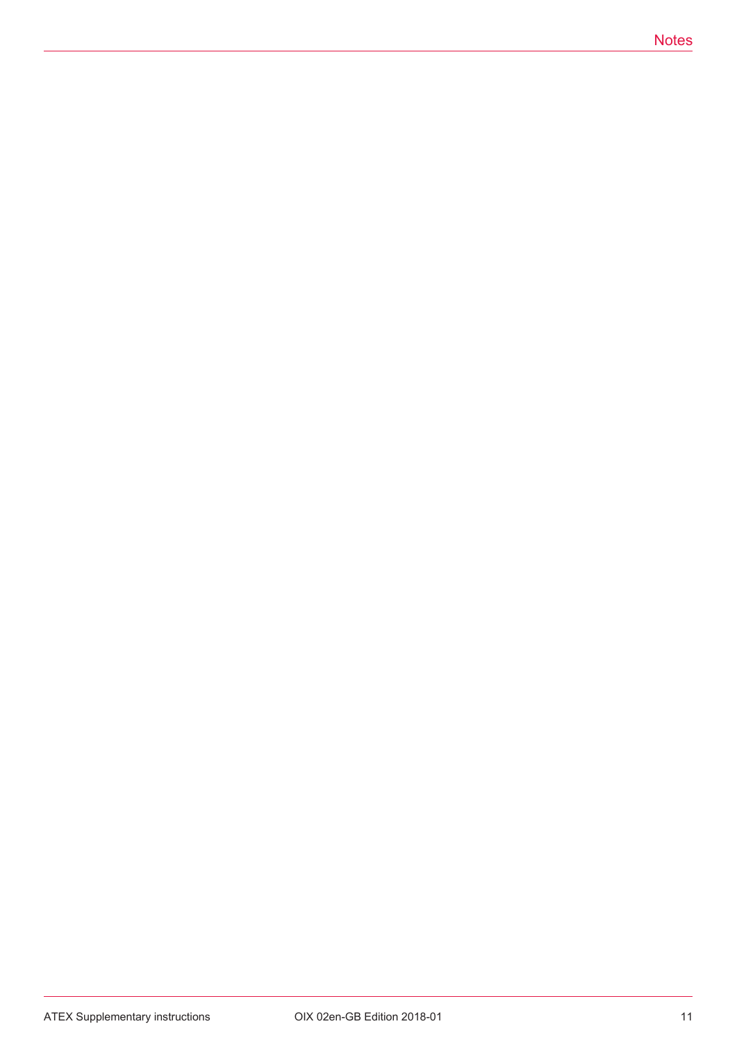# Notes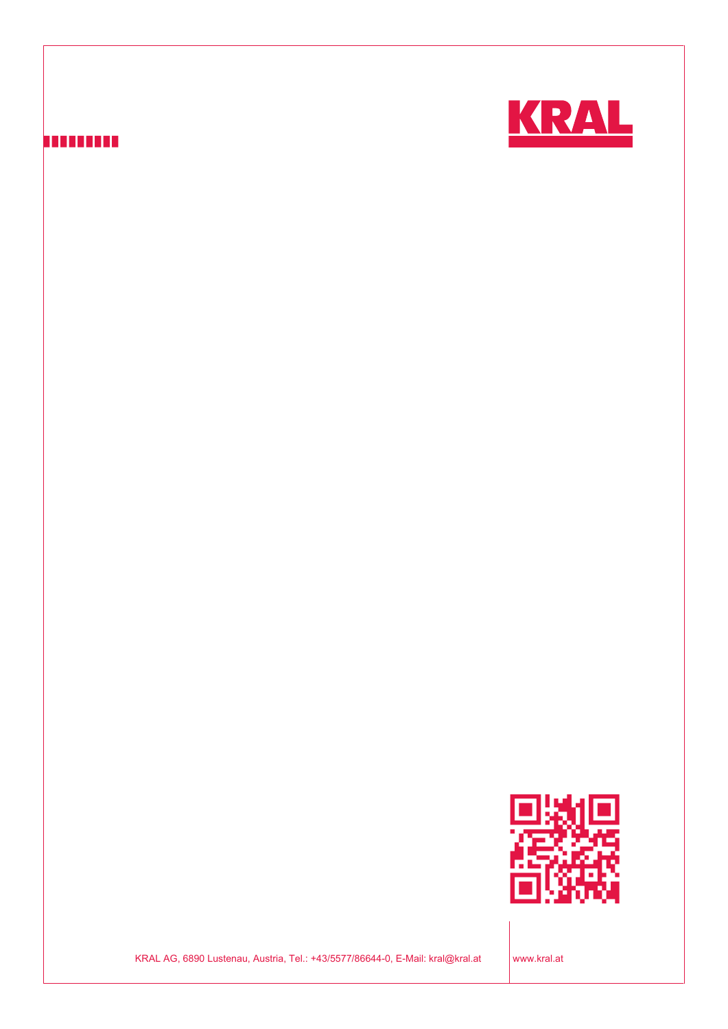KRAL

KRAL AG, 6890 Lustenau, Austria, Tel.: +43/5577/86644-0, E-Mail: kral@kral.at

www.kral.at